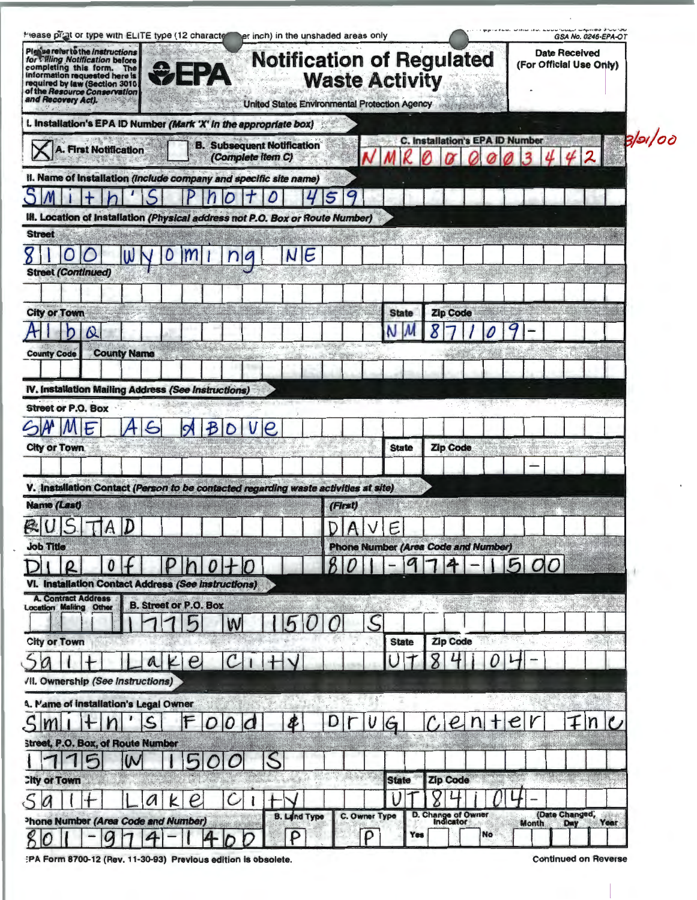Please print or type with ELITE type (12 characters per inch) in the unshaded areas only

GSA No. 0246-EPA-OT

Please refer to the Instructions for Filing Notification before completing this form. The information requested here is required by law (Section 3010 of the Resource Conservation and Recovery Act).

# EPA Notification of Regulated Waste Activity

United States Environmental Protection Agency

**Date Received (For Official Use Only)**

3/01/00

## I. Installation's EPA ID Number *(Mark 'X' in the appropriate box)*

- [X] A. First Notification
- [ ] B. Subsequent Notification *(Complete item C)*

C. Installation's EPA ID Number: NMR000003442

## II. Name of Installation *(Include company and specific site name)*

Smith's Photo 459

## III. Location of Installation *(Physical address not P.O. Box or Route Number)*

| Field | Value |
|---|---|
| Street | 8100 Wyoming NE |
| Street (Continued) | |
| City or Town | Albq |
| State | NM |
| Zip Code | 87109- |
| County Code | |
| County Name | |

## IV. Installation Mailing Address *(See Instructions)*

| Field | Value |
|---|---|
| Street or P.O. Box | SAME AS ABOVE |
| City or Town | |
| State | |
| Zip Code | - |

## V. Installation Contact *(Person to be contacted regarding waste activities at site)*

| Field | Value |
|---|---|
| Name (Last) | BUSTAD |
| (First) | DAVE |
| Job Title | DIR of Photo |
| Phone Number (Area Code and Number) | 801-974-1500 |

## VI. Installation Contact Address *(See Instructions)*

| Field | Value |
|---|---|
| A. Contact Address (Location / Mailing / Other) | |
| B. Street or P.O. Box | 1775 W 1500 S |
| City or Town | Salt Lake City |
| State | UT |
| Zip Code | 84104- |

## VII. Ownership *(See Instructions)*

| Field | Value |
|---|---|
| A. Name of Installation's Legal Owner | Smith's Food & Drug Center Inc |
| Street, P.O. Box, or Route Number | 1775 W 1500 S |
| City or Town | Salt Lake City |
| State | UT |
| Zip Code | 84104- |
| Phone Number (Area Code and Number) | 801-974-1400 |
| B. Land Type | P |
| C. Owner Type | P |
| D. Change of Owner Indicator (Yes / No) | |
| (Date Changed) Month / Day / Year | |

EPA Form 8700-12 (Rev. 11-30-93) Previous edition is obsolete.

Continued on Reverse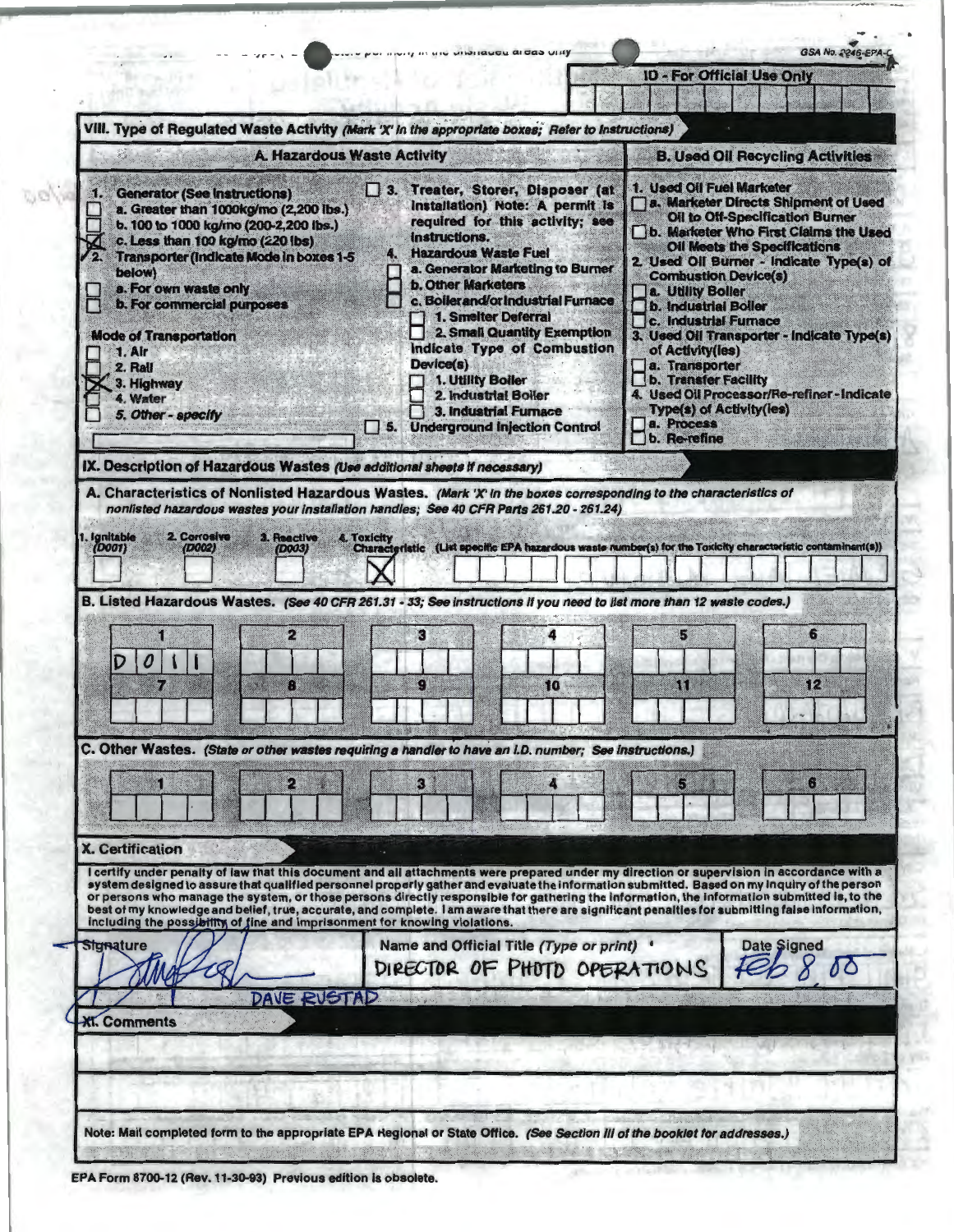GSA No. 0246-EPA-C

**ID - For Official Use Only**

## VIII. Type of Regulated Waste Activity *(Mark 'X' in the appropriate boxes; Refer to Instructions)*

### A. Hazardous Waste Activity

1. Generator (See Instructions)
   - ☐ a. Greater than 1000kg/mo (2,200 lbs.)
   - ☐ b. 100 to 1000 kg/mo (200-2,200 lbs.)
   - ☒ c. Less than 100 kg/mo (220 lbs)
2. ☐ Transporter (Indicate Mode in boxes 1-5 below)
   - ☐ a. For own waste only
   - ☐ b. For commercial purposes

Mode of Transportation
- ☐ 1. Air
- ☐ 2. Rail
- ☒ 3. Highway
- ☐ 4. Water
- ☐ *5. Other - specify*

☐ 3. Treater, Storer, Disposer (at installation) Note: A permit is required for this activity; see instructions.

4. Hazardous Waste Fuel
   - ☐ a. Generator Marketing to Burner
   - ☐ b. Other Marketers
   - ☐ c. Boiler and/or Industrial Furnace
     - ☐ 1. Smelter Deferral
     - ☐ 2. Small Quantity Exemption

   Indicate Type of Combustion Device(s)
   - ☐ 1. Utility Boiler
   - ☐ 2. Industrial Boiler
   - ☐ 3. Industrial Furnace

☐ 5. Underground Injection Control

### B. Used Oil Recycling Activities

1. Used Oil Fuel Marketer
   - ☐ a. Marketer Directs Shipment of Used Oil to Off-Specification Burner
   - ☐ b. Marketer Who First Claims the Used Oil Meets the Specifications
2. Used Oil Burner - Indicate Type(s) of Combustion Device(s)
   - ☐ a. Utility Boiler
   - ☐ b. Industrial Boiler
   - ☐ c. Industrial Furnace
3. Used Oil Transporter - Indicate Type(s) of Activity(ies)
   - ☐ a. Transporter
   - ☐ b. Transfer Facility
4. Used Oil Processor/Re-refiner - Indicate Type(s) of Activity(ies)
   - ☐ a. Process
   - ☐ b. Re-refine

## IX. Description of Hazardous Wastes *(Use additional sheets if necessary)*

**A. Characteristics of Nonlisted Hazardous Wastes.** *(Mark 'X' in the boxes corresponding to the characteristics of nonlisted hazardous wastes your installation handles; See 40 CFR Parts 261.20 - 261.24)*

| 1. Ignitable (D001) | 2. Corrosive (D002) | 3. Reactive (D003) | 4. Toxicity Characteristic (List specific EPA hazardous waste number(s) for the Toxicity characteristic contaminant(s)) |
|---|---|---|---|
| ☐ | ☐ | ☐ | ☒ |

**B. Listed Hazardous Wastes.** *(See 40 CFR 261.31 - 33; See instructions if you need to list more than 12 waste codes.)*

| 1 | 2 | 3 | 4 | 5 | 6 |
|---|---|---|---|---|---|
| D011 | | | | | |
| **7** | **8** | **9** | **10** | **11** | **12** |
| | | | | | |

**C. Other Wastes.** *(State or other wastes requiring a handler to have an I.D. number; See instructions.)*

| 1 | 2 | 3 | 4 | 5 | 6 |
|---|---|---|---|---|---|
| | | | | | |

## X. Certification

I certify under penalty of law that this document and all attachments were prepared under my direction or supervision in accordance with a system designed to assure that qualified personnel properly gather and evaluate the information submitted. Based on my inquiry of the person or persons who manage the system, or those persons directly responsible for gathering the information, the information submitted is, to the best of my knowledge and belief, true, accurate, and complete. I am aware that there are significant penalties for submitting false information, including the possibility of fine and imprisonment for knowing violations.

| Signature | Name and Official Title *(Type or print)* | Date Signed |
|---|---|---|
| [signature] DAVE RUSTAD | DIRECTOR OF PHOTO OPERATIONS | Feb 8 05 |

## XI. Comments

Note: Mail completed form to the appropriate EPA Regional or State Office. *(See Section III of the booklet for addresses.)*

EPA Form 8700-12 (Rev. 11-30-93) Previous edition is obsolete.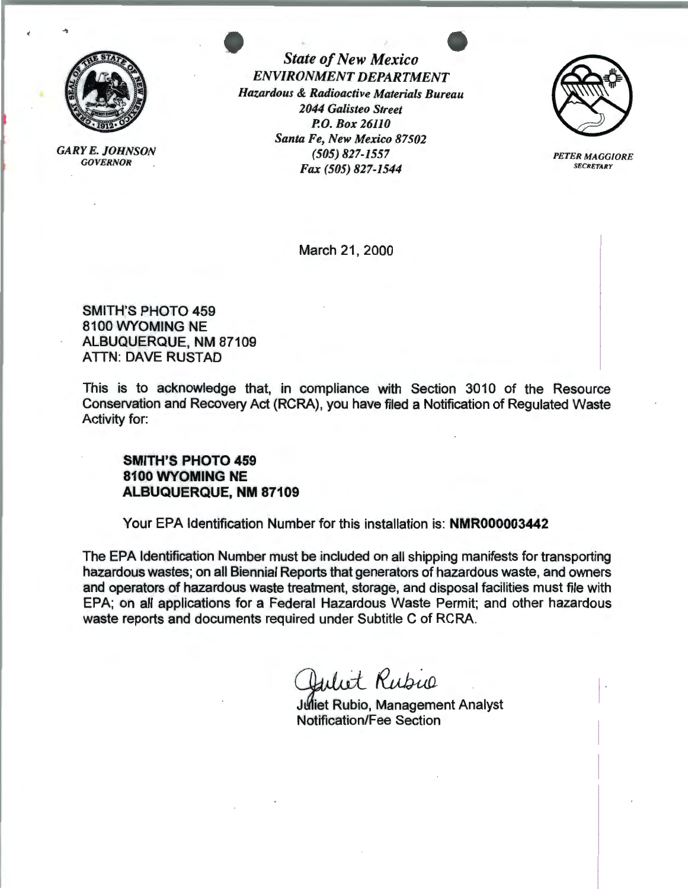GARY E. JOHNSON
GOVERNOR

*State of New Mexico*
*ENVIRONMENT DEPARTMENT*
*Hazardous & Radioactive Materials Bureau*
*2044 Galisteo Street*
*P.O. Box 26110*
*Santa Fe, New Mexico 87502*
*(505) 827-1557*
*Fax (505) 827-1544*

PETER MAGGIORE
SECRETARY

March 21, 2000

SMITH'S PHOTO 459
8100 WYOMING NE
ALBUQUERQUE, NM 87109
ATTN: DAVE RUSTAD

This is to acknowledge that, in compliance with Section 3010 of the Resource Conservation and Recovery Act (RCRA), you have filed a Notification of Regulated Waste Activity for:

**SMITH'S PHOTO 459**
**8100 WYOMING NE**
**ALBUQUERQUE, NM 87109**

Your EPA Identification Number for this installation is: **NMR000003442**

The EPA Identification Number must be included on all shipping manifests for transporting hazardous wastes; on all Biennial Reports that generators of hazardous waste, and owners and operators of hazardous waste treatment, storage, and disposal facilities must file with EPA; on all applications for a Federal Hazardous Waste Permit; and other hazardous waste reports and documents required under Subtitle C of RCRA.

Juliet Rubio

Juliet Rubio, Management Analyst
Notification/Fee Section